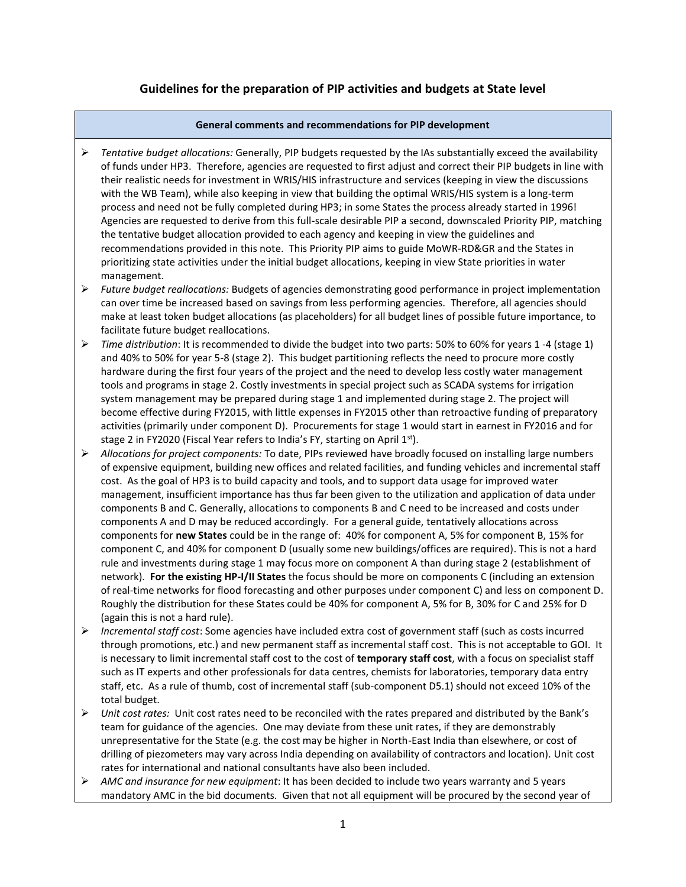# Guidelines for the preparation of PIP activities and budgets at State level

**General comments and recommendations for PIP development**

- *Tentative budget allocations:* Generally, PIP budgets requested by the IAs substantially exceed the availability of funds under HP3. Therefore, agencies are requested to first adjust and correct their PIP budgets in line with their realistic needs for investment in WRIS/HIS infrastructure and services (keeping in view the discussions with the WB Team), while also keeping in view that building the optimal WRIS/HIS system is a long-term process and need not be fully completed during HP3; in some States the process already started in 1996! Agencies are requested to derive from this full-scale desirable PIP a second, downscaled Priority PIP, matching the tentative budget allocation provided to each agency and keeping in view the guidelines and recommendations provided in this note. This Priority PIP aims to guide MoWR-RD&GR and the States in prioritizing state activities under the initial budget allocations, keeping in view State priorities in water management.
- *Future budget reallocations:* Budgets of agencies demonstrating good performance in project implementation can over time be increased based on savings from less performing agencies. Therefore, all agencies should make at least token budget allocations (as placeholders) for all budget lines of possible future importance, to facilitate future budget reallocations.
- *Time distribution*: It is recommended to divide the budget into two parts: 50% to 60% for years 1 -4 (stage 1) and 40% to 50% for year 5-8 (stage 2). This budget partitioning reflects the need to procure more costly hardware during the first four years of the project and the need to develop less costly water management tools and programs in stage 2. Costly investments in special project such as SCADA systems for irrigation system management may be prepared during stage 1 and implemented during stage 2. The project will become effective during FY2015, with little expenses in FY2015 other than retroactive funding of preparatory activities (primarily under component D). Procurements for stage 1 would start in earnest in FY2016 and for stage 2 in FY2020 (Fiscal Year refers to India's FY, starting on April 1st).
- *Allocations for project components:* To date, PIPs reviewed have broadly focused on installing large numbers of expensive equipment, building new offices and related facilities, and funding vehicles and incremental staff cost. As the goal of HP3 is to build capacity and tools, and to support data usage for improved water management, insufficient importance has thus far been given to the utilization and application of data under components B and C. Generally, allocations to components B and C need to be increased and costs under components A and D may be reduced accordingly. For a general guide, tentatively allocations across components for **new States** could be in the range of: 40% for component A, 5% for component B, 15% for component C, and 40% for component D (usually some new buildings/offices are required). This is not a hard rule and investments during stage 1 may focus more on component A than during stage 2 (establishment of network). **For the existing HP-I/II States** the focus should be more on components C (including an extension of real-time networks for flood forecasting and other purposes under component C) and less on component D. Roughly the distribution for these States could be 40% for component A, 5% for B, 30% for C and 25% for D (again this is not a hard rule).
- *Incremental staff cost*: Some agencies have included extra cost of government staff (such as costs incurred through promotions, etc.) and new permanent staff as incremental staff cost. This is not acceptable to GOI. It is necessary to limit incremental staff cost to the cost of **temporary staff cost**, with a focus on specialist staff such as IT experts and other professionals for data centres, chemists for laboratories, temporary data entry staff, etc. As a rule of thumb, cost of incremental staff (sub-component D5.1) should not exceed 10% of the total budget.
- *Unit cost rates:* Unit cost rates need to be reconciled with the rates prepared and distributed by the Bank's team for guidance of the agencies. One may deviate from these unit rates, if they are demonstrably unrepresentative for the State (e.g. the cost may be higher in North-East India than elsewhere, or cost of drilling of piezometers may vary across India depending on availability of contractors and location). Unit cost rates for international and national consultants have also been included.
- *AMC and insurance for new equipment*: It has been decided to include two years warranty and 5 years mandatory AMC in the bid documents. Given that not all equipment will be procured by the second year of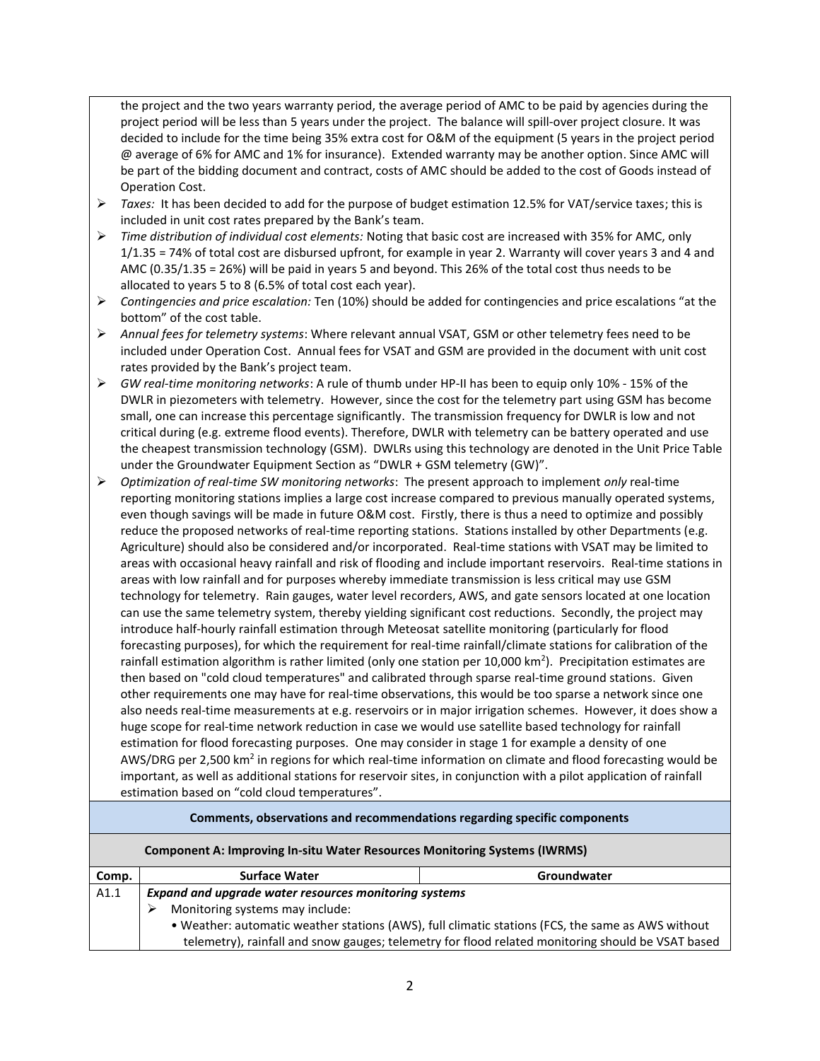the project and the two years warranty period, the average period of AMC to be paid by agencies during the project period will be less than 5 years under the project. The balance will spill-over project closure. It was decided to include for the time being 35% extra cost for O&M of the equipment (5 years in the project period @ average of 6% for AMC and 1% for insurance). Extended warranty may be another option. Since AMC will be part of the bidding document and contract, costs of AMC should be added to the cost of Goods instead of Operation Cost.

- *Taxes:* It has been decided to add for the purpose of budget estimation 12.5% for VAT/service taxes; this is included in unit cost rates prepared by the Bank's team.
- *Time distribution of individual cost elements:* Noting that basic cost are increased with 35% for AMC, only 1/1.35 = 74% of total cost are disbursed upfront, for example in year 2. Warranty will cover years 3 and 4 and AMC (0.35/1.35 = 26%) will be paid in years 5 and beyond. This 26% of the total cost thus needs to be allocated to years 5 to 8 (6.5% of total cost each year).
- *Contingencies and price escalation:* Ten (10%) should be added for contingencies and price escalations "at the bottom" of the cost table.
- *Annual fees for telemetry systems*: Where relevant annual VSAT, GSM or other telemetry fees need to be included under Operation Cost. Annual fees for VSAT and GSM are provided in the document with unit cost rates provided by the Bank's project team.
- *GW real-time monitoring networks*: A rule of thumb under HP-II has been to equip only 10% - 15% of the DWLR in piezometers with telemetry. However, since the cost for the telemetry part using GSM has become small, one can increase this percentage significantly. The transmission frequency for DWLR is low and not critical during (e.g. extreme flood events). Therefore, DWLR with telemetry can be battery operated and use the cheapest transmission technology (GSM). DWLRs using this technology are denoted in the Unit Price Table under the Groundwater Equipment Section as "DWLR + GSM telemetry (GW)".
- *Optimization of real-time SW monitoring networks*: The present approach to implement *only* real-time reporting monitoring stations implies a large cost increase compared to previous manually operated systems, even though savings will be made in future O&M cost. Firstly, there is thus a need to optimize and possibly reduce the proposed networks of real-time reporting stations. Stations installed by other Departments (e.g. Agriculture) should also be considered and/or incorporated. Real-time stations with VSAT may be limited to areas with occasional heavy rainfall and risk of flooding and include important reservoirs. Real-time stations in areas with low rainfall and for purposes whereby immediate transmission is less critical may use GSM technology for telemetry. Rain gauges, water level recorders, AWS, and gate sensors located at one location can use the same telemetry system, thereby yielding significant cost reductions. Secondly, the project may introduce half-hourly rainfall estimation through Meteosat satellite monitoring (particularly for flood forecasting purposes), for which the requirement for real-time rainfall/climate stations for calibration of the rainfall estimation algorithm is rather limited (only one station per 10,000 km$^2$). Precipitation estimates are then based on "cold cloud temperatures" and calibrated through sparse real-time ground stations. Given other requirements one may have for real-time observations, this would be too sparse a network since one also needs real-time measurements at e.g. reservoirs or in major irrigation schemes. However, it does show a huge scope for real-time network reduction in case we would use satellite based technology for rainfall estimation for flood forecasting purposes. One may consider in stage 1 for example a density of one AWS/DRG per 2,500 km$^2$ in regions for which real-time information on climate and flood forecasting would be important, as well as additional stations for reservoir sites, in conjunction with a pilot application of rainfall estimation based on "cold cloud temperatures".

**Comments, observations and recommendations regarding specific components**

**Component A: Improving In-situ Water Resources Monitoring Systems (IWRMS)**

| Comp. | Surface Water | Groundwater |
|---|---|---|
| A1.1 | ***Expand and upgrade water resources monitoring systems*** <br> ➢ Monitoring systems may include: <br> • Weather: automatic weather stations (AWS), full climatic stations (FCS, the same as AWS without telemetry), rainfall and snow gauges; telemetry for flood related monitoring should be VSAT based | |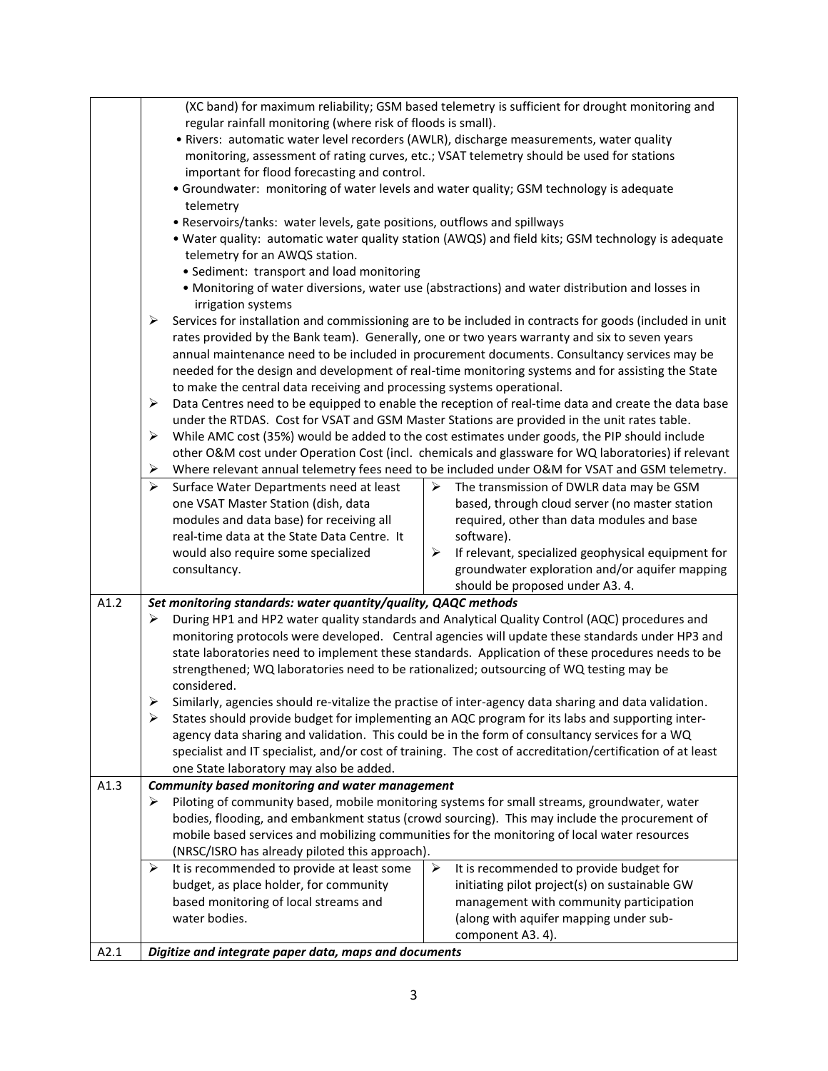| | |
|---|---|
| | (XC band) for maximum reliability; GSM based telemetry is sufficient for drought monitoring and regular rainfall monitoring (where risk of floods is small).<br>• Rivers: automatic water level recorders (AWLR), discharge measurements, water quality monitoring, assessment of rating curves, etc.; VSAT telemetry should be used for stations important for flood forecasting and control.<br>• Groundwater: monitoring of water levels and water quality; GSM technology is adequate telemetry<br>• Reservoirs/tanks: water levels, gate positions, outflows and spillways<br>• Water quality: automatic water quality station (AWQS) and field kits; GSM technology is adequate telemetry for an AWQS station.<br>• Sediment: transport and load monitoring<br>• Monitoring of water diversions, water use (abstractions) and water distribution and losses in irrigation systems<br>➢ Services for installation and commissioning are to be included in contracts for goods (included in unit rates provided by the Bank team). Generally, one or two years warranty and six to seven years annual maintenance need to be included in procurement documents. Consultancy services may be needed for the design and development of real-time monitoring systems and for assisting the State to make the central data receiving and processing systems operational.<br>➢ Data Centres need to be equipped to enable the reception of real-time data and create the data base under the RTDAS. Cost for VSAT and GSM Master Stations are provided in the unit rates table.<br>➢ While AMC cost (35%) would be added to the cost estimates under goods, the PIP should include other O&M cost under Operation Cost (incl. chemicals and glassware for WQ laboratories) if relevant<br>➢ Where relevant annual telemetry fees need to be included under O&M for VSAT and GSM telemetry. |
| | ➢ Surface Water Departments need at least one VSAT Master Station (dish, data modules and data base) for receiving all real-time data at the State Data Centre. It would also require some specialized consultancy.<br><br>➢ The transmission of DWLR data may be GSM based, through cloud server (no master station required, other than data modules and base software).<br>➢ If relevant, specialized geophysical equipment for groundwater exploration and/or aquifer mapping should be proposed under A3. 4. |
| A1.2 | ***Set monitoring standards: water quantity/quality, QAQC methods***<br>➢ During HP1 and HP2 water quality standards and Analytical Quality Control (AQC) procedures and monitoring protocols were developed. Central agencies will update these standards under HP3 and state laboratories need to implement these standards. Application of these procedures needs to be strengthened; WQ laboratories need to be rationalized; outsourcing of WQ testing may be considered.<br>➢ Similarly, agencies should re-vitalize the practise of inter-agency data sharing and data validation.<br>➢ States should provide budget for implementing an AQC program for its labs and supporting inter-agency data sharing and validation. This could be in the form of consultancy services for a WQ specialist and IT specialist, and/or cost of training. The cost of accreditation/certification of at least one State laboratory may also be added. |
| A1.3 | ***Community based monitoring and water management***<br>➢ Piloting of community based, mobile monitoring systems for small streams, groundwater, water bodies, flooding, and embankment status (crowd sourcing). This may include the procurement of mobile based services and mobilizing communities for the monitoring of local water resources (NRSC/ISRO has already piloted this approach). |
| | ➢ It is recommended to provide at least some budget, as place holder, for community based monitoring of local streams and water bodies.<br><br>➢ It is recommended to provide budget for initiating pilot project(s) on sustainable GW management with community participation (along with aquifer mapping under sub-component A3. 4). |
| A2.1 | ***Digitize and integrate paper data, maps and documents*** |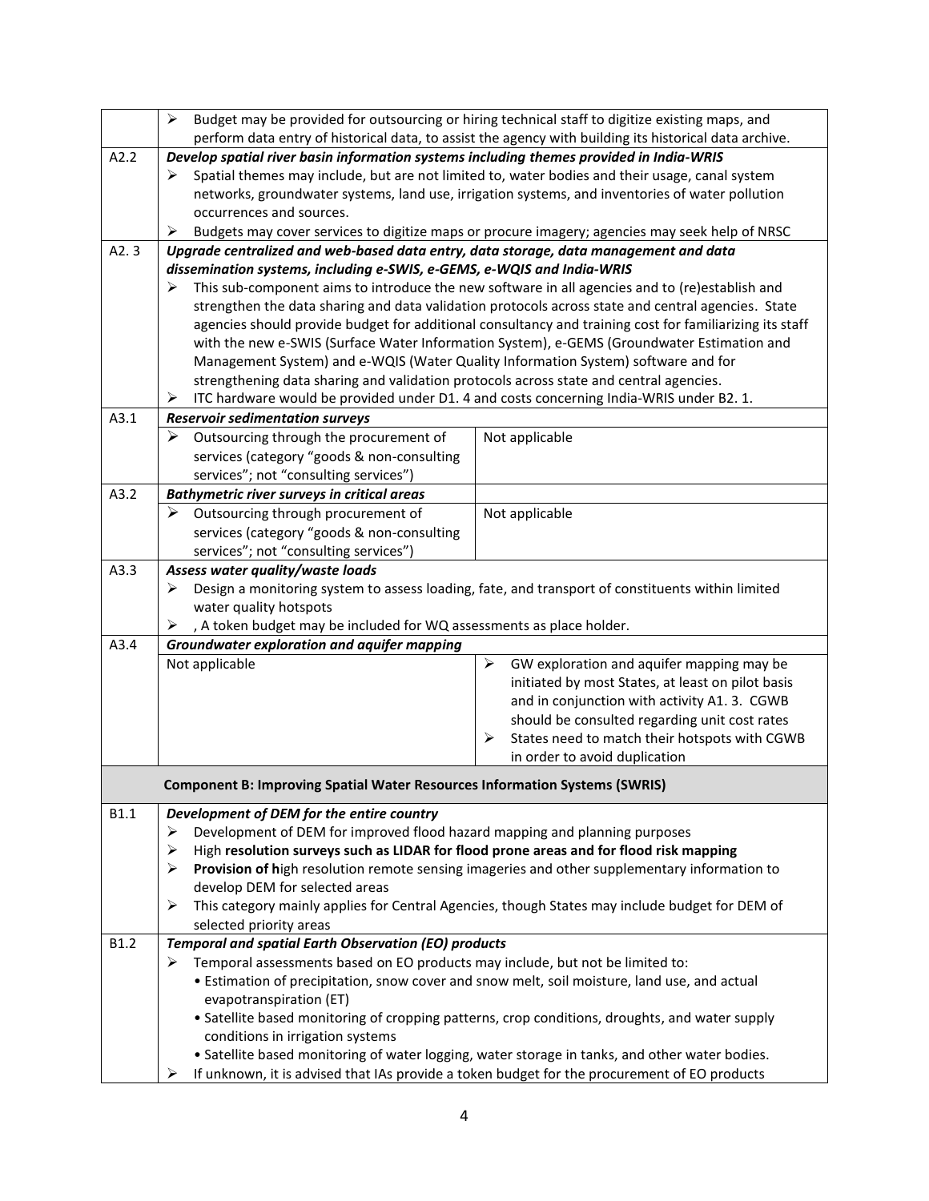| | | |
|---|---|---|
| | ➢ Budget may be provided for outsourcing or hiring technical staff to digitize existing maps, and perform data entry of historical data, to assist the agency with building its historical data archive. | |
| A2.2 | ***Develop spatial river basin information systems including themes provided in India-WRIS*** <br> ➢ Spatial themes may include, but are not limited to, water bodies and their usage, canal system networks, groundwater systems, land use, irrigation systems, and inventories of water pollution occurrences and sources. <br> ➢ Budgets may cover services to digitize maps or procure imagery; agencies may seek help of NRSC | |
| A2. 3 | ***Upgrade centralized and web-based data entry, data storage, data management and data dissemination systems, including e-SWIS, e-GEMS, e-WQIS and India-WRIS*** <br> ➢ This sub-component aims to introduce the new software in all agencies and to (re)establish and strengthen the data sharing and data validation protocols across state and central agencies. State agencies should provide budget for additional consultancy and training cost for familiarizing its staff with the new e-SWIS (Surface Water Information System), e-GEMS (Groundwater Estimation and Management System) and e-WQIS (Water Quality Information System) software and for strengthening data sharing and validation protocols across state and central agencies. <br> ➢ ITC hardware would be provided under D1. 4 and costs concerning India-WRIS under B2. 1. | |
| A3.1 | ***Reservoir sedimentation surveys*** | |
| | ➢ Outsourcing through the procurement of services (category "goods & non-consulting services"; not "consulting services") | Not applicable |
| A3.2 | ***Bathymetric river surveys in critical areas*** | |
| | ➢ Outsourcing through procurement of services (category "goods & non-consulting services"; not "consulting services") | Not applicable |
| A3.3 | ***Assess water quality/waste loads*** <br> ➢ Design a monitoring system to assess loading, fate, and transport of constituents within limited water quality hotspots <br> ➢ , A token budget may be included for WQ assessments as place holder. | |
| A3.4 | ***Groundwater exploration and aquifer mapping*** | |
| | Not applicable | ➢ GW exploration and aquifer mapping may be initiated by most States, at least on pilot basis and in conjunction with activity A1. 3. CGWB should be consulted regarding unit cost rates <br> ➢ States need to match their hotspots with CGWB in order to avoid duplication |
| | **Component B: Improving Spatial Water Resources Information Systems (SWRIS)** | |
| B1.1 | ***Development of DEM for the entire country*** <br> ➢ Development of DEM for improved flood hazard mapping and planning purposes <br> ➢ High **resolution surveys such as LIDAR for flood prone areas and for flood risk mapping** <br> ➢ **Provision of h**igh resolution remote sensing imageries and other supplementary information to develop DEM for selected areas <br> ➢ This category mainly applies for Central Agencies, though States may include budget for DEM of selected priority areas | |
| B1.2 | ***Temporal and spatial Earth Observation (EO) products*** <br> ➢ Temporal assessments based on EO products may include, but not be limited to: <br> • Estimation of precipitation, snow cover and snow melt, soil moisture, land use, and actual evapotranspiration (ET) <br> • Satellite based monitoring of cropping patterns, crop conditions, droughts, and water supply conditions in irrigation systems <br> • Satellite based monitoring of water logging, water storage in tanks, and other water bodies. <br> ➢ If unknown, it is advised that IAs provide a token budget for the procurement of EO products | |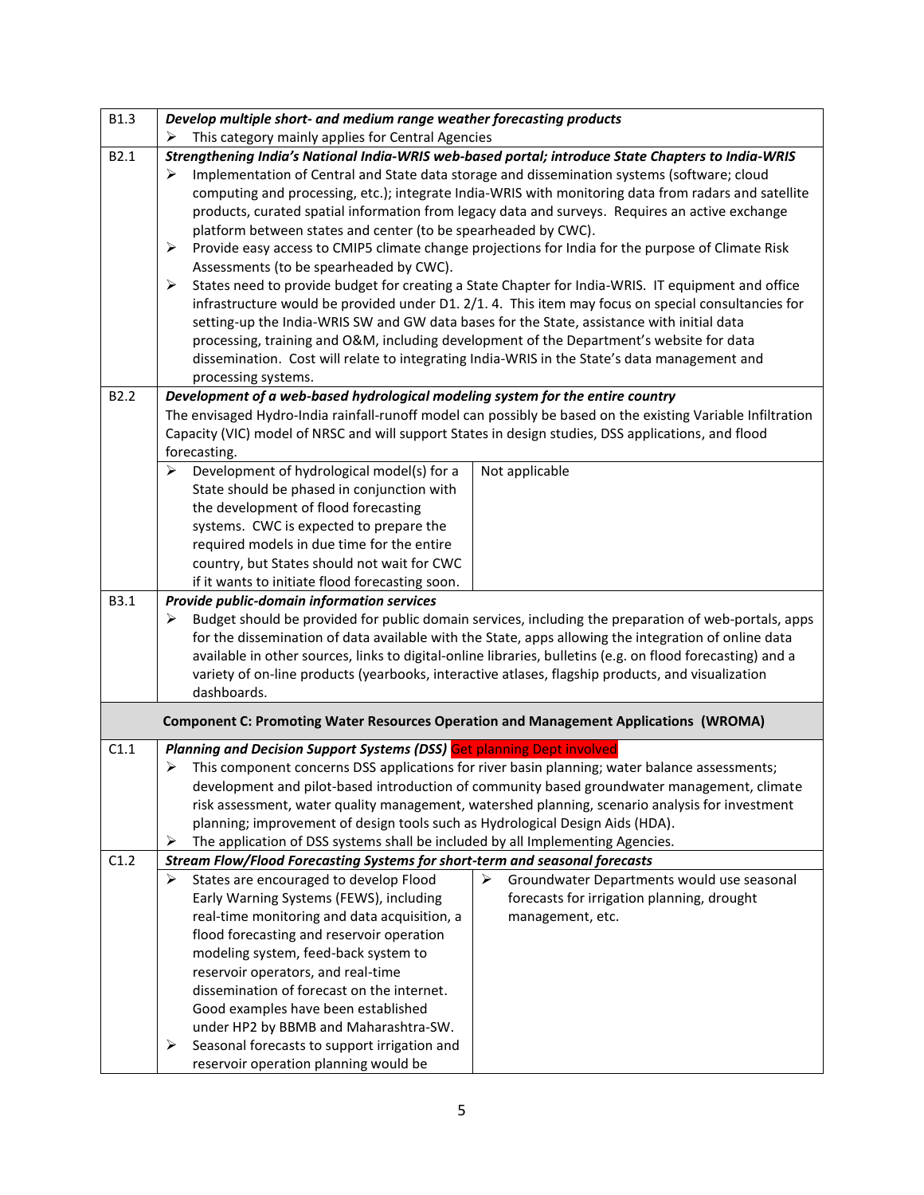| | | |
|---|---|---|
| B1.3 | ***Develop multiple short- and medium range weather forecasting products***<br>➢ This category mainly applies for Central Agencies | |
| B2.1 | ***Strengthening India's National India-WRIS web-based portal; introduce State Chapters to India-WRIS***<br>➢ Implementation of Central and State data storage and dissemination systems (software; cloud computing and processing, etc.); integrate India-WRIS with monitoring data from radars and satellite products, curated spatial information from legacy data and surveys. Requires an active exchange platform between states and center (to be spearheaded by CWC).<br>➢ Provide easy access to CMIP5 climate change projections for India for the purpose of Climate Risk Assessments (to be spearheaded by CWC).<br>➢ States need to provide budget for creating a State Chapter for India-WRIS. IT equipment and office infrastructure would be provided under D1. 2/1. 4. This item may focus on special consultancies for setting-up the India-WRIS SW and GW data bases for the State, assistance with initial data processing, training and O&M, including development of the Department's website for data dissemination. Cost will relate to integrating India-WRIS in the State's data management and processing systems. | |
| B2.2 | ***Development of a web-based hydrological modeling system for the entire country***<br>The envisaged Hydro-India rainfall-runoff model can possibly be based on the existing Variable Infiltration Capacity (VIC) model of NRSC and will support States in design studies, DSS applications, and flood forecasting. | |
| | ➢ Development of hydrological model(s) for a State should be phased in conjunction with the development of flood forecasting systems. CWC is expected to prepare the required models in due time for the entire country, but States should not wait for CWC if it wants to initiate flood forecasting soon. | Not applicable |
| B3.1 | ***Provide public-domain information services***<br>➢ Budget should be provided for public domain services, including the preparation of web-portals, apps for the dissemination of data available with the State, apps allowing the integration of online data available in other sources, links to digital-online libraries, bulletins (e.g. on flood forecasting) and a variety of on-line products (yearbooks, interactive atlases, flagship products, and visualization dashboards. | |
| | **Component C: Promoting Water Resources Operation and Management Applications (WROMA)** | |
| C1.1 | ***Planning and Decision Support Systems (DSS)*** Get planning Dept involved<br>➢ This component concerns DSS applications for river basin planning; water balance assessments; development and pilot-based introduction of community based groundwater management, climate risk assessment, water quality management, watershed planning, scenario analysis for investment planning; improvement of design tools such as Hydrological Design Aids (HDA).<br>➢ The application of DSS systems shall be included by all Implementing Agencies. | |
| C1.2 | ***Stream Flow/Flood Forecasting Systems for short-term and seasonal forecasts*** | |
| | ➢ States are encouraged to develop Flood Early Warning Systems (FEWS), including real-time monitoring and data acquisition, a flood forecasting and reservoir operation modeling system, feed-back system to reservoir operators, and real-time dissemination of forecast on the internet. Good examples have been established under HP2 by BBMB and Maharashtra-SW.<br>➢ Seasonal forecasts to support irrigation and reservoir operation planning would be | ➢ Groundwater Departments would use seasonal forecasts for irrigation planning, drought management, etc. |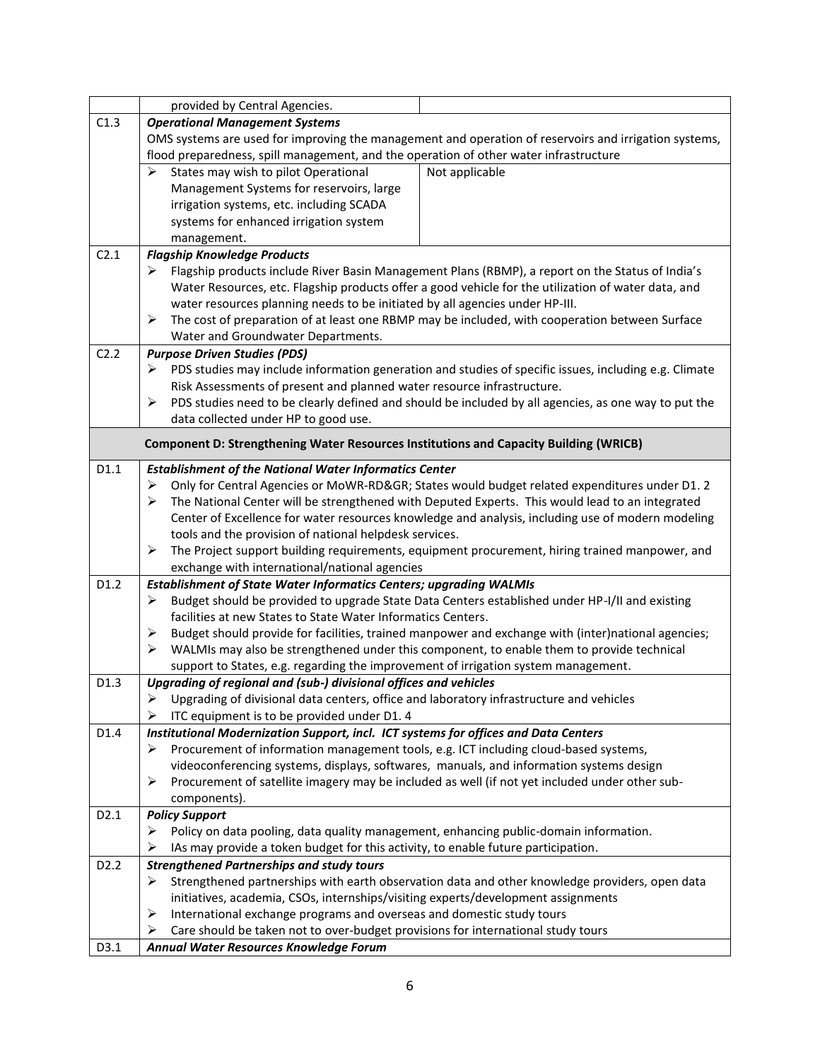| | | |
|---|---|---|
| | provided by Central Agencies. | |
| C1.3 | ***Operational Management Systems*** <br> OMS systems are used for improving the management and operation of reservoirs and irrigation systems, flood preparedness, spill management, and the operation of other water infrastructure | |
| | ➢ States may wish to pilot Operational Management Systems for reservoirs, large irrigation systems, etc. including SCADA systems for enhanced irrigation system management. | Not applicable |
| C2.1 | ***Flagship Knowledge Products*** <br> ➢ Flagship products include River Basin Management Plans (RBMP), a report on the Status of India's Water Resources, etc. Flagship products offer a good vehicle for the utilization of water data, and water resources planning needs to be initiated by all agencies under HP-III. <br> ➢ The cost of preparation of at least one RBMP may be included, with cooperation between Surface Water and Groundwater Departments. | |
| C2.2 | ***Purpose Driven Studies (PDS)*** <br> ➢ PDS studies may include information generation and studies of specific issues, including e.g. Climate Risk Assessments of present and planned water resource infrastructure. <br> ➢ PDS studies need to be clearly defined and should be included by all agencies, as one way to put the data collected under HP to good use. | |
| | **Component D: Strengthening Water Resources Institutions and Capacity Building (WRICB)** | |
| D1.1 | ***Establishment of the National Water Informatics Center*** <br> ➢ Only for Central Agencies or MoWR-RD&GR; States would budget related expenditures under D1. 2 <br> ➢ The National Center will be strengthened with Deputed Experts. This would lead to an integrated Center of Excellence for water resources knowledge and analysis, including use of modern modeling tools and the provision of national helpdesk services. <br> ➢ The Project support building requirements, equipment procurement, hiring trained manpower, and exchange with international/national agencies | |
| D1.2 | ***Establishment of State Water Informatics Centers; upgrading WALMIs*** <br> ➢ Budget should be provided to upgrade State Data Centers established under HP-I/II and existing facilities at new States to State Water Informatics Centers. <br> ➢ Budget should provide for facilities, trained manpower and exchange with (inter)national agencies; <br> ➢ WALMIs may also be strengthened under this component, to enable them to provide technical support to States, e.g. regarding the improvement of irrigation system management. | |
| D1.3 | ***Upgrading of regional and (sub-) divisional offices and vehicles*** <br> ➢ Upgrading of divisional data centers, office and laboratory infrastructure and vehicles <br> ➢ ITC equipment is to be provided under D1. 4 | |
| D1.4 | ***Institutional Modernization Support, incl. ICT systems for offices and Data Centers*** <br> ➢ Procurement of information management tools, e.g. ICT including cloud-based systems, videoconferencing systems, displays, softwares, manuals, and information systems design <br> ➢ Procurement of satellite imagery may be included as well (if not yet included under other sub-components). | |
| D2.1 | ***Policy Support*** <br> ➢ Policy on data pooling, data quality management, enhancing public-domain information. <br> ➢ IAs may provide a token budget for this activity, to enable future participation. | |
| D2.2 | ***Strengthened Partnerships and study tours*** <br> ➢ Strengthened partnerships with earth observation data and other knowledge providers, open data initiatives, academia, CSOs, internships/visiting experts/development assignments <br> ➢ International exchange programs and overseas and domestic study tours <br> ➢ Care should be taken not to over-budget provisions for international study tours | |
| D3.1 | ***Annual Water Resources Knowledge Forum*** | |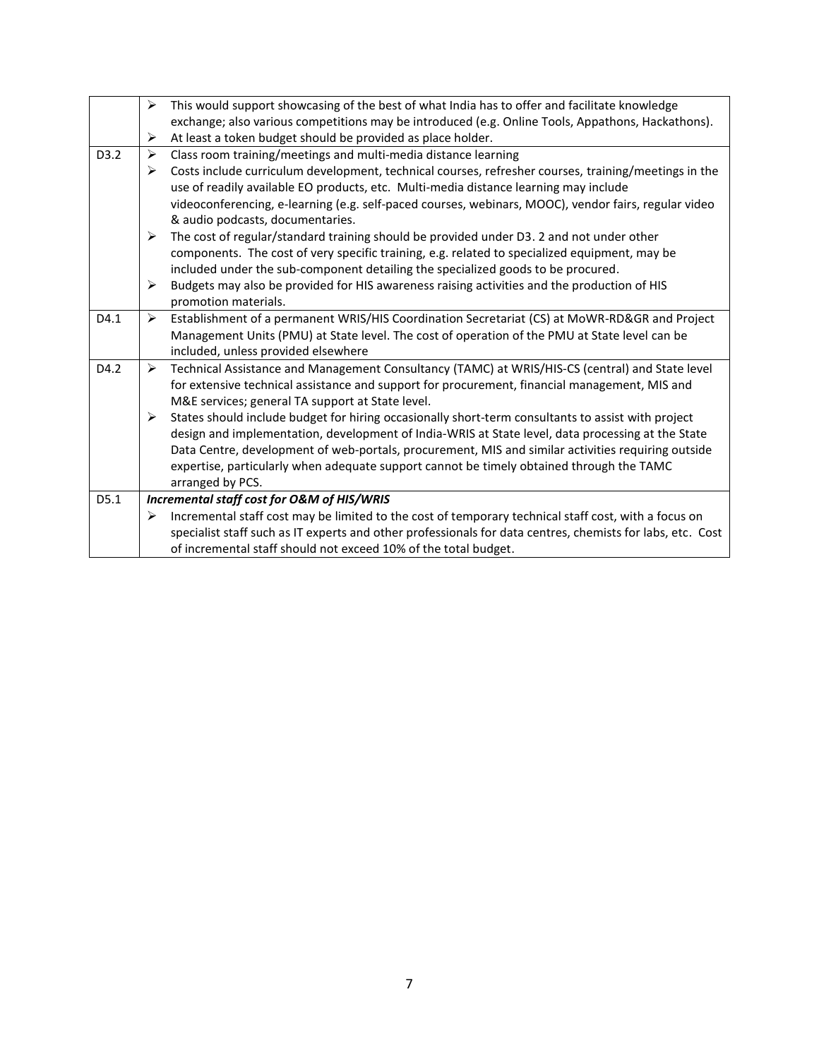| | |
|---|---|
| | ➢ This would support showcasing of the best of what India has to offer and facilitate knowledge exchange; also various competitions may be introduced (e.g. Online Tools, Appathons, Hackathons).<br>➢ At least a token budget should be provided as place holder. |
| D3.2 | ➢ Class room training/meetings and multi-media distance learning<br>➢ Costs include curriculum development, technical courses, refresher courses, training/meetings in the use of readily available EO products, etc. Multi-media distance learning may include videoconferencing, e-learning (e.g. self-paced courses, webinars, MOOC), vendor fairs, regular video & audio podcasts, documentaries.<br>➢ The cost of regular/standard training should be provided under D3. 2 and not under other components. The cost of very specific training, e.g. related to specialized equipment, may be included under the sub-component detailing the specialized goods to be procured.<br>➢ Budgets may also be provided for HIS awareness raising activities and the production of HIS promotion materials. |
| D4.1 | ➢ Establishment of a permanent WRIS/HIS Coordination Secretariat (CS) at MoWR-RD&GR and Project Management Units (PMU) at State level. The cost of operation of the PMU at State level can be included, unless provided elsewhere |
| D4.2 | ➢ Technical Assistance and Management Consultancy (TAMC) at WRIS/HIS-CS (central) and State level for extensive technical assistance and support for procurement, financial management, MIS and M&E services; general TA support at State level.<br>➢ States should include budget for hiring occasionally short-term consultants to assist with project design and implementation, development of India-WRIS at State level, data processing at the State Data Centre, development of web-portals, procurement, MIS and similar activities requiring outside expertise, particularly when adequate support cannot be timely obtained through the TAMC arranged by PCS. |
| D5.1 | ***Incremental staff cost for O&M of HIS/WRIS***<br>➢ Incremental staff cost may be limited to the cost of temporary technical staff cost, with a focus on specialist staff such as IT experts and other professionals for data centres, chemists for labs, etc. Cost of incremental staff should not exceed 10% of the total budget. |